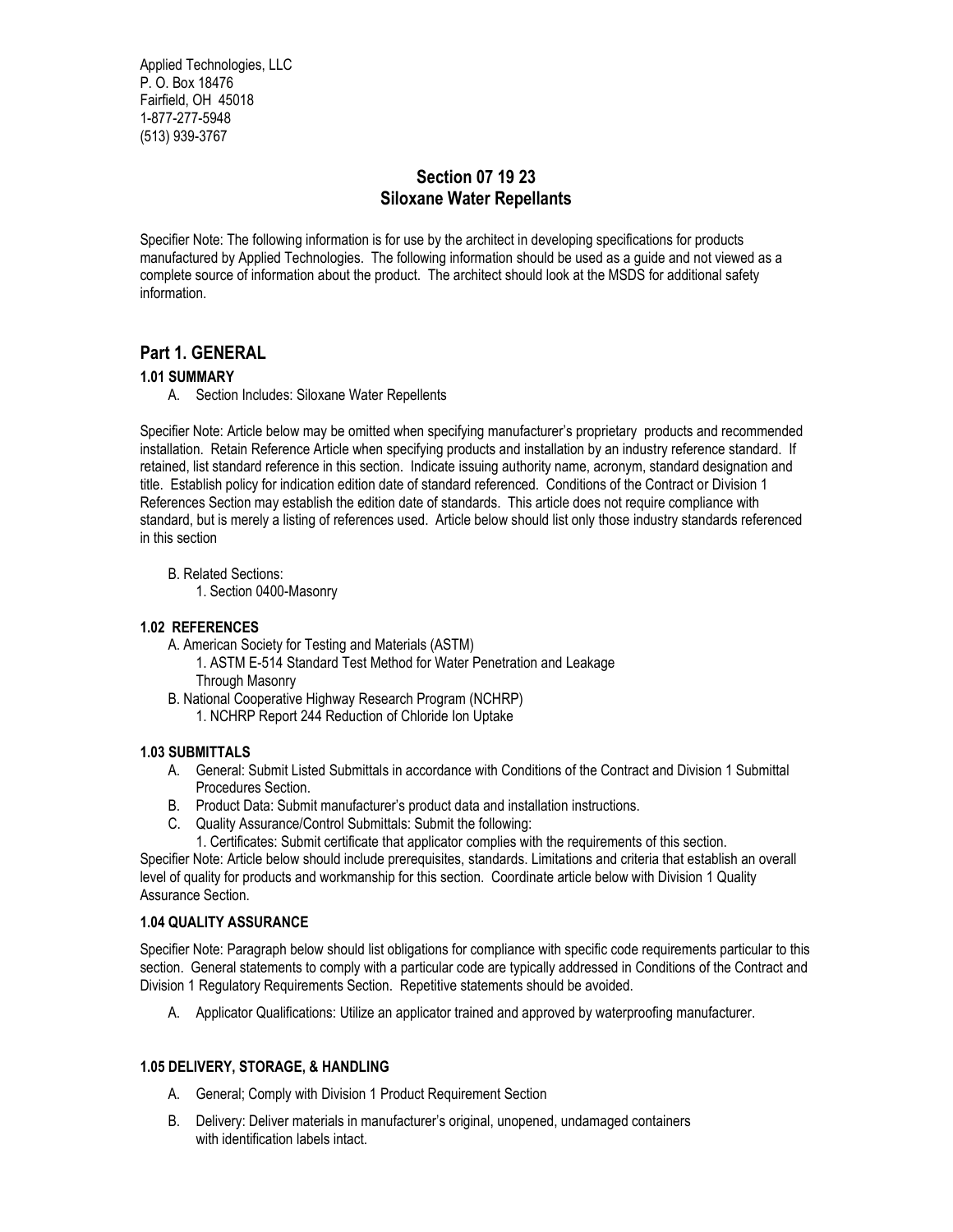Applied Technologies, LLC
P. O. Box 18476
Fairfield, OH 45018
1-877-277-5948
(513) 939-3767

# Section 07 19 23
# Siloxane Water Repellants

Specifier Note: The following information is for use by the architect in developing specifications for products manufactured by Applied Technologies. The following information should be used as a guide and not viewed as a complete source of information about the product. The architect should look at the MSDS for additional safety information.

## Part 1. GENERAL

### 1.01 SUMMARY

A. Section Includes: Siloxane Water Repellents

Specifier Note: Article below may be omitted when specifying manufacturer's proprietary products and recommended installation. Retain Reference Article when specifying products and installation by an industry reference standard. If retained, list standard reference in this section. Indicate issuing authority name, acronym, standard designation and title. Establish policy for indication edition date of standard referenced. Conditions of the Contract or Division 1 References Section may establish the edition date of standards. This article does not require compliance with standard, but is merely a listing of references used. Article below should list only those industry standards referenced in this section

B. Related Sections:
   1. Section 0400-Masonry

### 1.02 REFERENCES

A. American Society for Testing and Materials (ASTM)
   1. ASTM E-514 Standard Test Method for Water Penetration and Leakage Through Masonry

B. National Cooperative Highway Research Program (NCHRP)
   1. NCHRP Report 244 Reduction of Chloride Ion Uptake

### 1.03 SUBMITTALS

A. General: Submit Listed Submittals in accordance with Conditions of the Contract and Division 1 Submittal Procedures Section.

B. Product Data: Submit manufacturer's product data and installation instructions.

C. Quality Assurance/Control Submittals: Submit the following:
   1. Certificates: Submit certificate that applicator complies with the requirements of this section.

Specifier Note: Article below should include prerequisites, standards. Limitations and criteria that establish an overall level of quality for products and workmanship for this section. Coordinate article below with Division 1 Quality Assurance Section.

### 1.04 QUALITY ASSURANCE

Specifier Note: Paragraph below should list obligations for compliance with specific code requirements particular to this section. General statements to comply with a particular code are typically addressed in Conditions of the Contract and Division 1 Regulatory Requirements Section. Repetitive statements should be avoided.

A. Applicator Qualifications: Utilize an applicator trained and approved by waterproofing manufacturer.

### 1.05 DELIVERY, STORAGE, & HANDLING

A. General; Comply with Division 1 Product Requirement Section

B. Delivery: Deliver materials in manufacturer's original, unopened, undamaged containers with identification labels intact.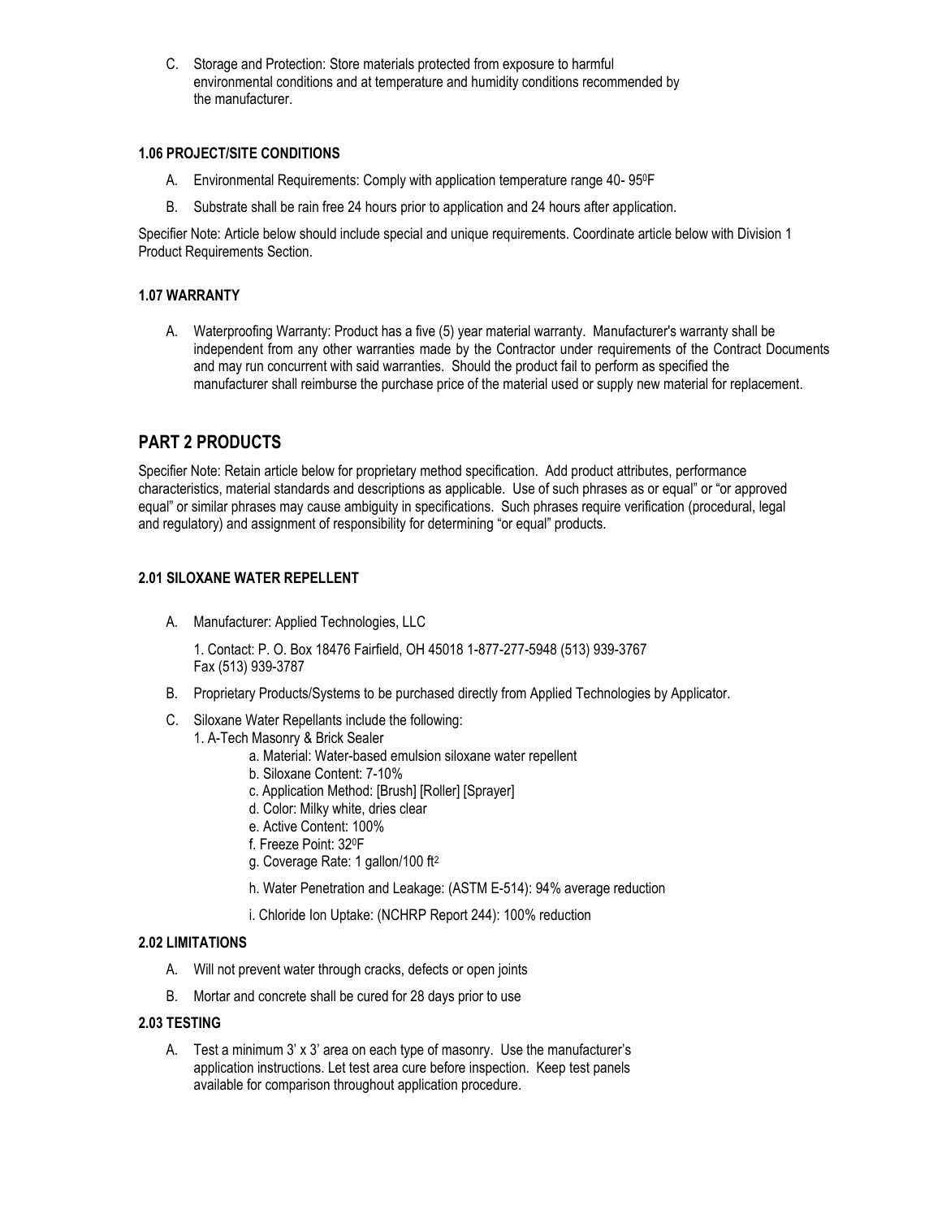C. Storage and Protection: Store materials protected from exposure to harmful environmental conditions and at temperature and humidity conditions recommended by the manufacturer.

#### 1.06 PROJECT/SITE CONDITIONS

A. Environmental Requirements: Comply with application temperature range 40- 95$^0$F

B. Substrate shall be rain free 24 hours prior to application and 24 hours after application.

Specifier Note: Article below should include special and unique requirements. Coordinate article below with Division 1 Product Requirements Section.

#### 1.07 WARRANTY

A. Waterproofing Warranty: Product has a five (5) year material warranty. Manufacturer's warranty shall be independent from any other warranties made by the Contractor under requirements of the Contract Documents and may run concurrent with said warranties. Should the product fail to perform as specified the manufacturer shall reimburse the purchase price of the material used or supply new material for replacement.

## PART 2 PRODUCTS

Specifier Note: Retain article below for proprietary method specification. Add product attributes, performance characteristics, material standards and descriptions as applicable. Use of such phrases as or equal" or "or approved equal" or similar phrases may cause ambiguity in specifications. Such phrases require verification (procedural, legal and regulatory) and assignment of responsibility for determining "or equal" products.

#### 2.01 SILOXANE WATER REPELLENT

A. Manufacturer: Applied Technologies, LLC

   1. Contact: P. O. Box 18476 Fairfield, OH 45018 1-877-277-5948 (513) 939-3767 Fax (513) 939-3787

B. Proprietary Products/Systems to be purchased directly from Applied Technologies by Applicator.

C. Siloxane Water Repellants include the following:

   1. A-Tech Masonry & Brick Sealer

      a. Material: Water-based emulsion siloxane water repellent

      b. Siloxane Content: 7-10%

      c. Application Method: [Brush] [Roller] [Sprayer]

      d. Color: Milky white, dries clear

      e. Active Content: 100%

      f. Freeze Point: 32$^0$F

      g. Coverage Rate: 1 gallon/100 ft$^2$

      h. Water Penetration and Leakage: (ASTM E-514): 94% average reduction

      i. Chloride Ion Uptake: (NCHRP Report 244): 100% reduction

#### 2.02 LIMITATIONS

A. Will not prevent water through cracks, defects or open joints

B. Mortar and concrete shall be cured for 28 days prior to use

#### 2.03 TESTING

A. Test a minimum 3' x 3' area on each type of masonry. Use the manufacturer's application instructions. Let test area cure before inspection. Keep test panels available for comparison throughout application procedure.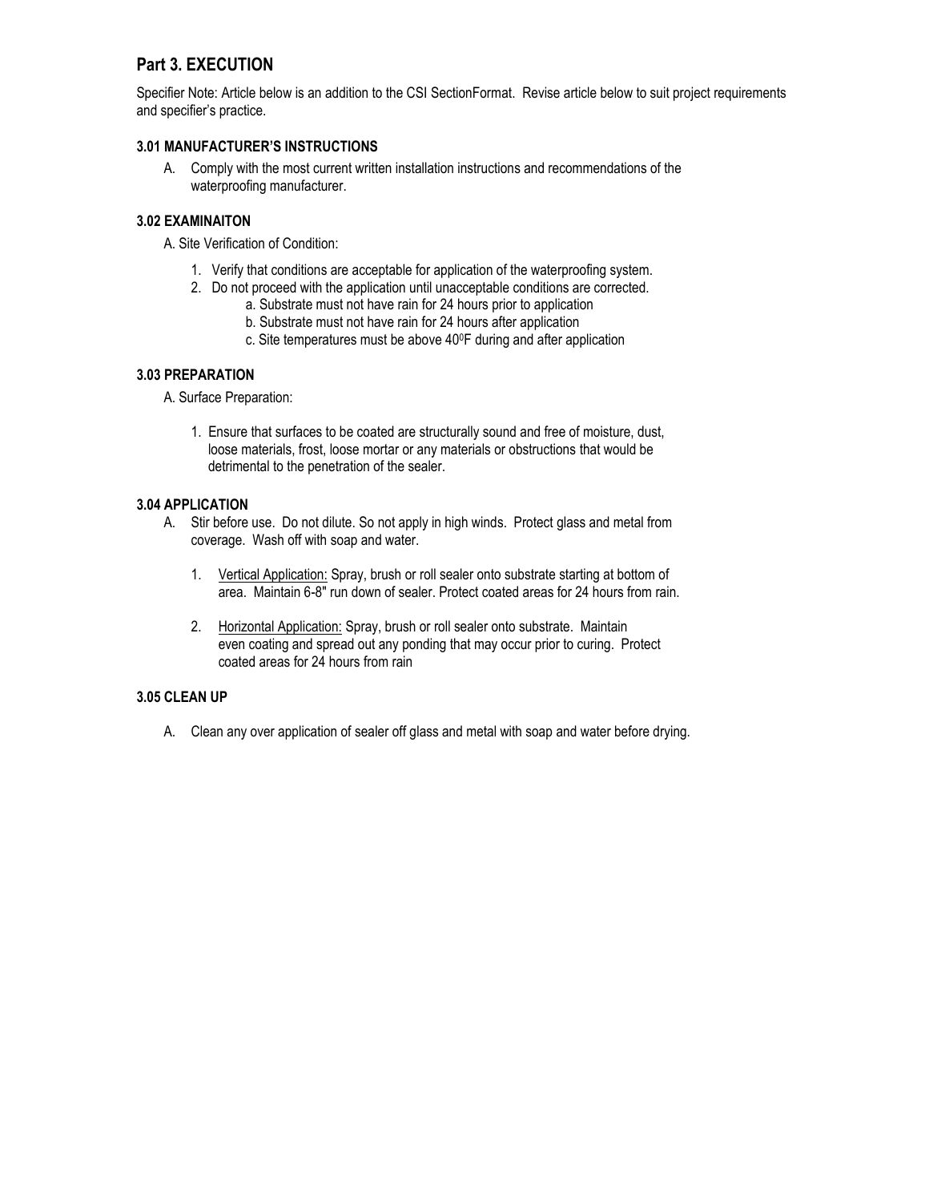## Part 3. EXECUTION

Specifier Note: Article below is an addition to the CSI SectionFormat. Revise article below to suit project requirements and specifier's practice.

### 3.01 MANUFACTURER'S INSTRUCTIONS

A. Comply with the most current written installation instructions and recommendations of the waterproofing manufacturer.

### 3.02 EXAMINAITON

A. Site Verification of Condition:

1. Verify that conditions are acceptable for application of the waterproofing system.
2. Do not proceed with the application until unacceptable conditions are corrected.
    a. Substrate must not have rain for 24 hours prior to application
    b. Substrate must not have rain for 24 hours after application
    c. Site temperatures must be above 40$^0$F during and after application

### 3.03 PREPARATION

A. Surface Preparation:

1. Ensure that surfaces to be coated are structurally sound and free of moisture, dust, loose materials, frost, loose mortar or any materials or obstructions that would be detrimental to the penetration of the sealer.

### 3.04 APPLICATION

A. Stir before use. Do not dilute. So not apply in high winds. Protect glass and metal from coverage. Wash off with soap and water.

1. Vertical Application: Spray, brush or roll sealer onto substrate starting at bottom of area. Maintain 6-8" run down of sealer. Protect coated areas for 24 hours from rain.

2. Horizontal Application: Spray, brush or roll sealer onto substrate. Maintain even coating and spread out any ponding that may occur prior to curing. Protect coated areas for 24 hours from rain

### 3.05 CLEAN UP

A. Clean any over application of sealer off glass and metal with soap and water before drying.